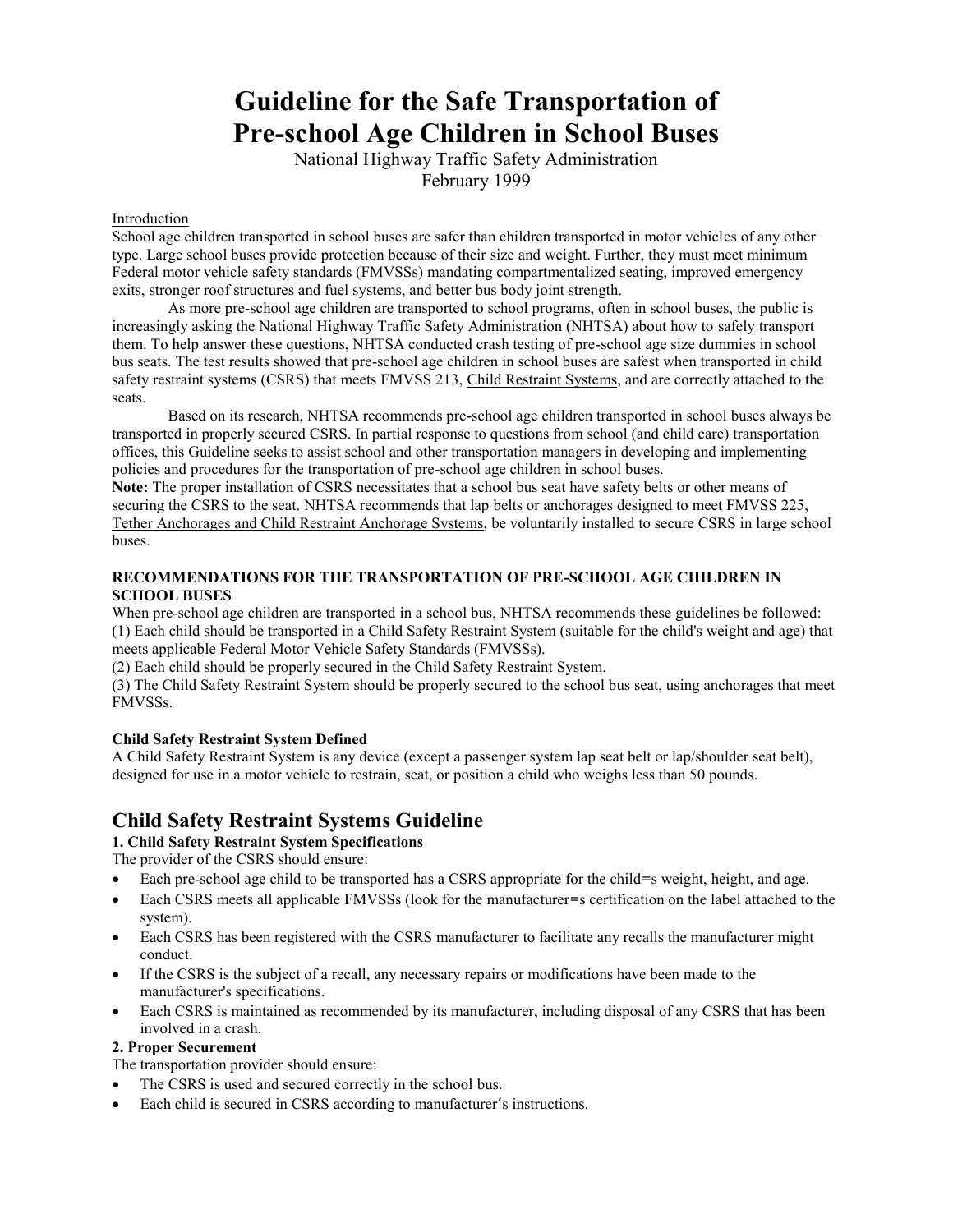# Guideline for the Safe Transportation of Pre-school Age Children in School Buses

National Highway Traffic Safety Administration
February 1999

Introduction

School age children transported in school buses are safer than children transported in motor vehicles of any other type. Large school buses provide protection because of their size and weight. Further, they must meet minimum Federal motor vehicle safety standards (FMVSSs) mandating compartmentalized seating, improved emergency exits, stronger roof structures and fuel systems, and better bus body joint strength.

As more pre-school age children are transported to school programs, often in school buses, the public is increasingly asking the National Highway Traffic Safety Administration (NHTSA) about how to safely transport them. To help answer these questions, NHTSA conducted crash testing of pre-school age size dummies in school bus seats. The test results showed that pre-school age children in school buses are safest when transported in child safety restraint systems (CSRS) that meets FMVSS 213, Child Restraint Systems, and are correctly attached to the seats.

Based on its research, NHTSA recommends pre-school age children transported in school buses always be transported in properly secured CSRS. In partial response to questions from school (and child care) transportation offices, this Guideline seeks to assist school and other transportation managers in developing and implementing policies and procedures for the transportation of pre-school age children in school buses.

**Note:** The proper installation of CSRS necessitates that a school bus seat have safety belts or other means of securing the CSRS to the seat. NHTSA recommends that lap belts or anchorages designed to meet FMVSS 225, Tether Anchorages and Child Restraint Anchorage Systems, be voluntarily installed to secure CSRS in large school buses.

### RECOMMENDATIONS FOR THE TRANSPORTATION OF PRE-SCHOOL AGE CHILDREN IN SCHOOL BUSES

When pre-school age children are transported in a school bus, NHTSA recommends these guidelines be followed:

(1) Each child should be transported in a Child Safety Restraint System (suitable for the child's weight and age) that meets applicable Federal Motor Vehicle Safety Standards (FMVSSs).

(2) Each child should be properly secured in the Child Safety Restraint System.

(3) The Child Safety Restraint System should be properly secured to the school bus seat, using anchorages that meet FMVSSs.

### Child Safety Restraint System Defined

A Child Safety Restraint System is any device (except a passenger system lap seat belt or lap/shoulder seat belt), designed for use in a motor vehicle to restrain, seat, or position a child who weighs less than 50 pounds.

## Child Safety Restraint Systems Guideline

### 1. Child Safety Restraint System Specifications

The provider of the CSRS should ensure:

- Each pre-school age child to be transported has a CSRS appropriate for the child=s weight, height, and age.
- Each CSRS meets all applicable FMVSSs (look for the manufacturer=s certification on the label attached to the system).
- Each CSRS has been registered with the CSRS manufacturer to facilitate any recalls the manufacturer might conduct.
- If the CSRS is the subject of a recall, any necessary repairs or modifications have been made to the manufacturer's specifications.
- Each CSRS is maintained as recommended by its manufacturer, including disposal of any CSRS that has been involved in a crash.

### 2. Proper Securement

The transportation provider should ensure:

- The CSRS is used and secured correctly in the school bus.
- Each child is secured in CSRS according to manufacturer's instructions.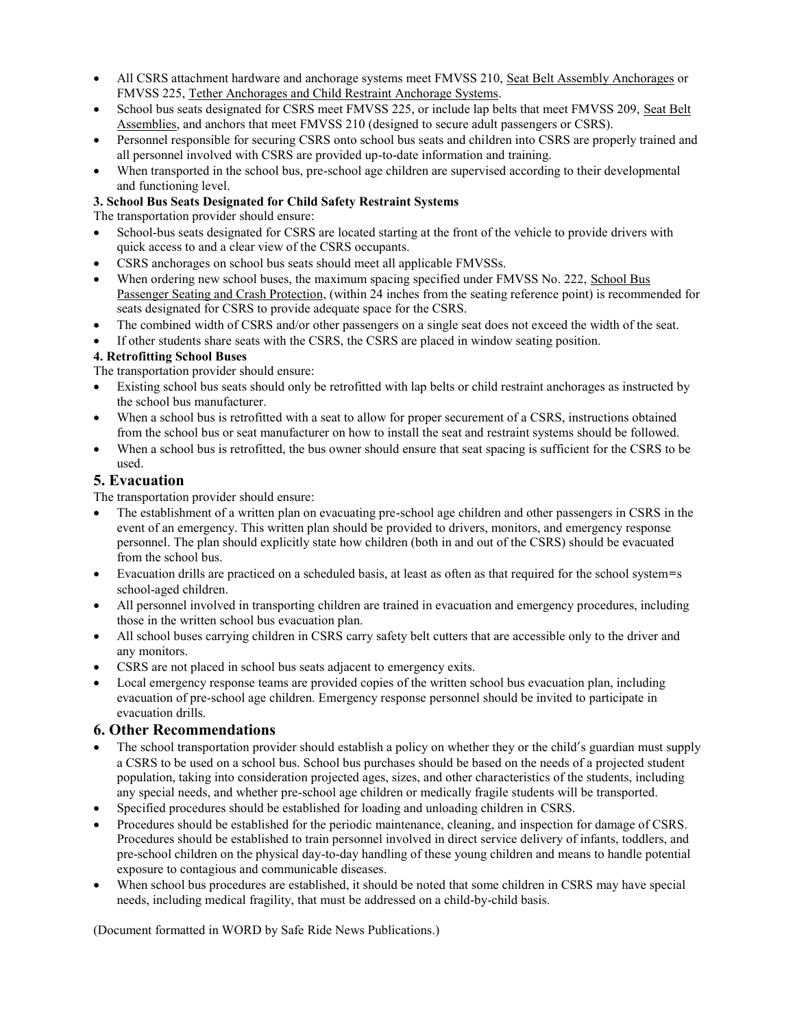- All CSRS attachment hardware and anchorage systems meet FMVSS 210, Seat Belt Assembly Anchorages or FMVSS 225, Tether Anchorages and Child Restraint Anchorage Systems.
- School bus seats designated for CSRS meet FMVSS 225, or include lap belts that meet FMVSS 209, Seat Belt Assemblies, and anchors that meet FMVSS 210 (designed to secure adult passengers or CSRS).
- Personnel responsible for securing CSRS onto school bus seats and children into CSRS are properly trained and all personnel involved with CSRS are provided up-to-date information and training.
- When transported in the school bus, pre-school age children are supervised according to their developmental and functioning level.

**3. School Bus Seats Designated for Child Safety Restraint Systems**

The transportation provider should ensure:

- School-bus seats designated for CSRS are located starting at the front of the vehicle to provide drivers with quick access to and a clear view of the CSRS occupants.
- CSRS anchorages on school bus seats should meet all applicable FMVSSs.
- When ordering new school buses, the maximum spacing specified under FMVSS No. 222, School Bus Passenger Seating and Crash Protection, (within 24 inches from the seating reference point) is recommended for seats designated for CSRS to provide adequate space for the CSRS.
- The combined width of CSRS and/or other passengers on a single seat does not exceed the width of the seat.
- If other students share seats with the CSRS, the CSRS are placed in window seating position.

**4. Retrofitting School Buses**

The transportation provider should ensure:

- Existing school bus seats should only be retrofitted with lap belts or child restraint anchorages as instructed by the school bus manufacturer.
- When a school bus is retrofitted with a seat to allow for proper securement of a CSRS, instructions obtained from the school bus or seat manufacturer on how to install the seat and restraint systems should be followed.
- When a school bus is retrofitted, the bus owner should ensure that seat spacing is sufficient for the CSRS to be used.

## 5. Evacuation

The transportation provider should ensure:

- The establishment of a written plan on evacuating pre-school age children and other passengers in CSRS in the event of an emergency. This written plan should be provided to drivers, monitors, and emergency response personnel. The plan should explicitly state how children (both in and out of the CSRS) should be evacuated from the school bus.
- Evacuation drills are practiced on a scheduled basis, at least as often as that required for the school system=s school-aged children.
- All personnel involved in transporting children are trained in evacuation and emergency procedures, including those in the written school bus evacuation plan.
- All school buses carrying children in CSRS carry safety belt cutters that are accessible only to the driver and any monitors.
- CSRS are not placed in school bus seats adjacent to emergency exits.
- Local emergency response teams are provided copies of the written school bus evacuation plan, including evacuation of pre-school age children. Emergency response personnel should be invited to participate in evacuation drills.

## 6. Other Recommendations

- The school transportation provider should establish a policy on whether they or the child's guardian must supply a CSRS to be used on a school bus. School bus purchases should be based on the needs of a projected student population, taking into consideration projected ages, sizes, and other characteristics of the students, including any special needs, and whether pre-school age children or medically fragile students will be transported.
- Specified procedures should be established for loading and unloading children in CSRS.
- Procedures should be established for the periodic maintenance, cleaning, and inspection for damage of CSRS. Procedures should be established to train personnel involved in direct service delivery of infants, toddlers, and pre-school children on the physical day-to-day handling of these young children and means to handle potential exposure to contagious and communicable diseases.
- When school bus procedures are established, it should be noted that some children in CSRS may have special needs, including medical fragility, that must be addressed on a child-by-child basis.

(Document formatted in WORD by Safe Ride News Publications.)